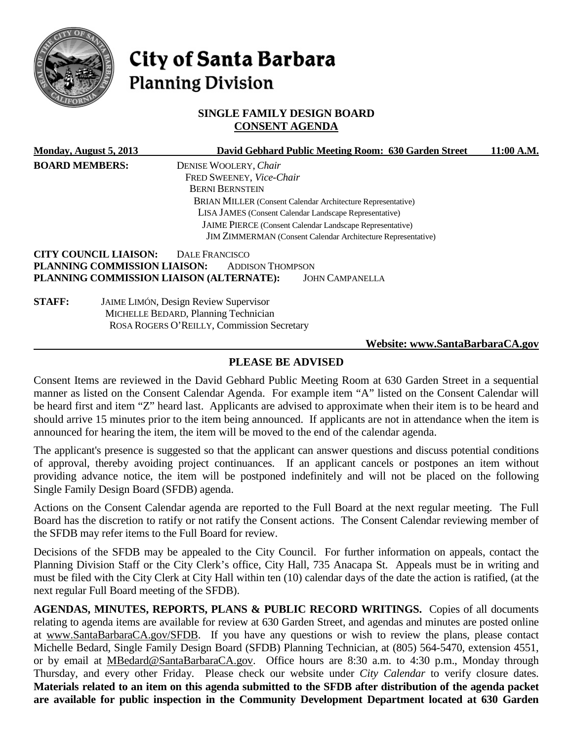# City of Santa Barbara
## Planning Division

### SINGLE FAMILY DESIGN BOARD
### CONSENT AGENDA

**Monday, August 5, 2013** **David Gebhard Public Meeting Room: 630 Garden Street** **11:00 A.M.**

**BOARD MEMBERS:**
DENISE WOOLERY, *Chair*
FRED SWEENEY, *Vice-Chair*
BERNI BERNSTEIN
BRIAN MILLER (Consent Calendar Architecture Representative)
LISA JAMES (Consent Calendar Landscape Representative)
JAIME PIERCE (Consent Calendar Landscape Representative)
JIM ZIMMERMAN (Consent Calendar Architecture Representative)

**CITY COUNCIL LIAISON:** DALE FRANCISCO
**PLANNING COMMISSION LIAISON:** ADDISON THOMPSON
**PLANNING COMMISSION LIAISON (ALTERNATE):** JOHN CAMPANELLA

**STAFF:**
JAIME LIMÓN, Design Review Supervisor
MICHELLE BEDARD, Planning Technician
ROSA ROGERS O'REILLY, Commission Secretary

**Website: www.SantaBarbaraCA.gov**

### PLEASE BE ADVISED

Consent Items are reviewed in the David Gebhard Public Meeting Room at 630 Garden Street in a sequential manner as listed on the Consent Calendar Agenda. For example item "A" listed on the Consent Calendar will be heard first and item "Z" heard last. Applicants are advised to approximate when their item is to be heard and should arrive 15 minutes prior to the item being announced. If applicants are not in attendance when the item is announced for hearing the item, the item will be moved to the end of the calendar agenda.

The applicant's presence is suggested so that the applicant can answer questions and discuss potential conditions of approval, thereby avoiding project continuances. If an applicant cancels or postpones an item without providing advance notice, the item will be postponed indefinitely and will not be placed on the following Single Family Design Board (SFDB) agenda.

Actions on the Consent Calendar agenda are reported to the Full Board at the next regular meeting. The Full Board has the discretion to ratify or not ratify the Consent actions. The Consent Calendar reviewing member of the SFDB may refer items to the Full Board for review.

Decisions of the SFDB may be appealed to the City Council. For further information on appeals, contact the Planning Division Staff or the City Clerk's office, City Hall, 735 Anacapa St. Appeals must be in writing and must be filed with the City Clerk at City Hall within ten (10) calendar days of the date the action is ratified, (at the next regular Full Board meeting of the SFDB).

**AGENDAS, MINUTES, REPORTS, PLANS & PUBLIC RECORD WRITINGS.** Copies of all documents relating to agenda items are available for review at 630 Garden Street, and agendas and minutes are posted online at www.SantaBarbaraCA.gov/SFDB. If you have any questions or wish to review the plans, please contact Michelle Bedard, Single Family Design Board (SFDB) Planning Technician, at (805) 564-5470, extension 4551, or by email at MBedard@SantaBarbaraCA.gov. Office hours are 8:30 a.m. to 4:30 p.m., Monday through Thursday, and every other Friday. Please check our website under *City Calendar* to verify closure dates. **Materials related to an item on this agenda submitted to the SFDB after distribution of the agenda packet are available for public inspection in the Community Development Department located at 630 Garden**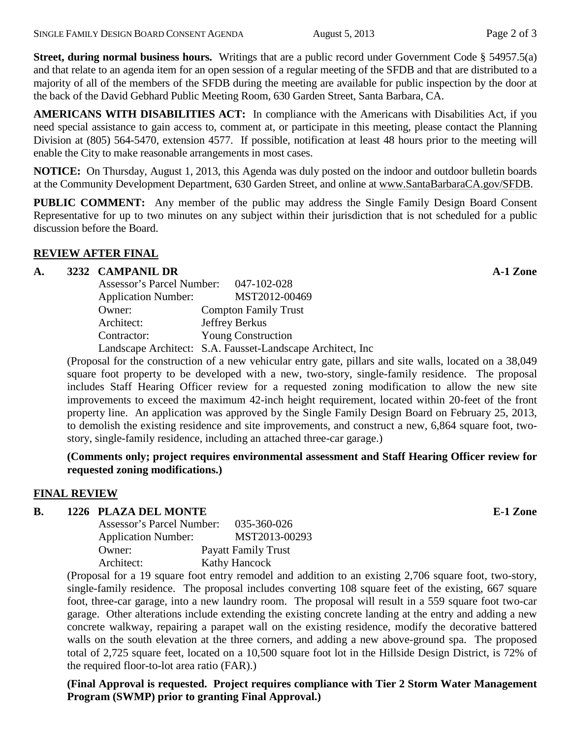**Street, during normal business hours.** Writings that are a public record under Government Code § 54957.5(a) and that relate to an agenda item for an open session of a regular meeting of the SFDB and that are distributed to a majority of all of the members of the SFDB during the meeting are available for public inspection by the door at the back of the David Gebhard Public Meeting Room, 630 Garden Street, Santa Barbara, CA.

**AMERICANS WITH DISABILITIES ACT:** In compliance with the Americans with Disabilities Act, if you need special assistance to gain access to, comment at, or participate in this meeting, please contact the Planning Division at (805) 564-5470, extension 4577. If possible, notification at least 48 hours prior to the meeting will enable the City to make reasonable arrangements in most cases.

**NOTICE:** On Thursday, August 1, 2013, this Agenda was duly posted on the indoor and outdoor bulletin boards at the Community Development Department, 630 Garden Street, and online at www.SantaBarbaraCA.gov/SFDB.

**PUBLIC COMMENT:** Any member of the public may address the Single Family Design Board Consent Representative for up to two minutes on any subject within their jurisdiction that is not scheduled for a public discussion before the Board.

## REVIEW AFTER FINAL

**A. 3232 CAMPANIL DR** **A-1 Zone**

Assessor's Parcel Number: 047-102-028
Application Number: MST2012-00469
Owner: Compton Family Trust
Architect: Jeffrey Berkus
Contractor: Young Construction
Landscape Architect: S.A. Fausset-Landscape Architect, Inc

(Proposal for the construction of a new vehicular entry gate, pillars and site walls, located on a 38,049 square foot property to be developed with a new, two-story, single-family residence. The proposal includes Staff Hearing Officer review for a requested zoning modification to allow the new site improvements to exceed the maximum 42-inch height requirement, located within 20-feet of the front property line. An application was approved by the Single Family Design Board on February 25, 2013, to demolish the existing residence and site improvements, and construct a new, 6,864 square foot, two-story, single-family residence, including an attached three-car garage.)

**(Comments only; project requires environmental assessment and Staff Hearing Officer review for requested zoning modifications.)**

## FINAL REVIEW

**B. 1226 PLAZA DEL MONTE** **E-1 Zone**

Assessor's Parcel Number: 035-360-026
Application Number: MST2013-00293
Owner: Payatt Family Trust
Architect: Kathy Hancock

(Proposal for a 19 square foot entry remodel and addition to an existing 2,706 square foot, two-story, single-family residence. The proposal includes converting 108 square feet of the existing, 667 square foot, three-car garage, into a new laundry room. The proposal will result in a 559 square foot two-car garage. Other alterations include extending the existing concrete landing at the entry and adding a new concrete walkway, repairing a parapet wall on the existing residence, modify the decorative battered walls on the south elevation at the three corners, and adding a new above-ground spa. The proposed total of 2,725 square feet, located on a 10,500 square foot lot in the Hillside Design District, is 72% of the required floor-to-lot area ratio (FAR).)

**(Final Approval is requested. Project requires compliance with Tier 2 Storm Water Management Program (SWMP) prior to granting Final Approval.)**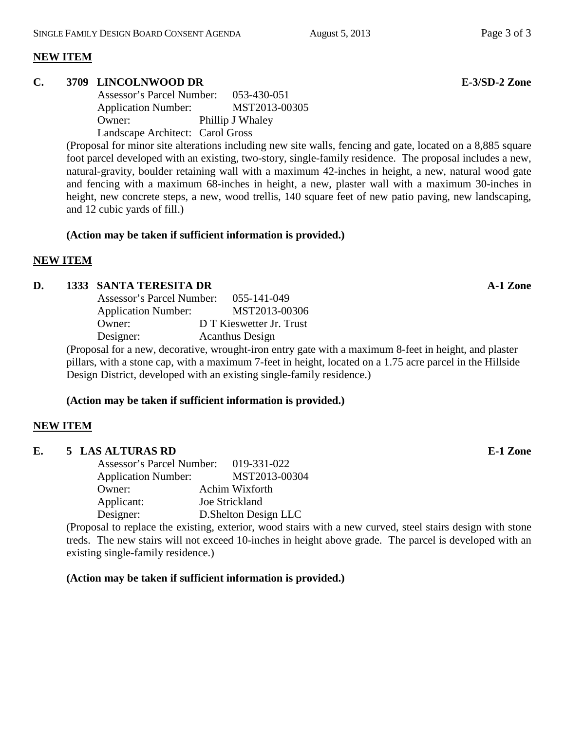**NEW ITEM**

**C. 3709 LINCOLNWOOD DR** **E-3/SD-2 Zone**

Assessor's Parcel Number: 053-430-051
Application Number: MST2013-00305
Owner: Phillip J Whaley
Landscape Architect: Carol Gross

(Proposal for minor site alterations including new site walls, fencing and gate, located on a 8,885 square foot parcel developed with an existing, two-story, single-family residence. The proposal includes a new, natural-gravity, boulder retaining wall with a maximum 42-inches in height, a new, natural wood gate and fencing with a maximum 68-inches in height, a new, plaster wall with a maximum 30-inches in height, new concrete steps, a new, wood trellis, 140 square feet of new patio paving, new landscaping, and 12 cubic yards of fill.)

**(Action may be taken if sufficient information is provided.)**

**NEW ITEM**

**D. 1333 SANTA TERESITA DR** **A-1 Zone**

Assessor's Parcel Number: 055-141-049
Application Number: MST2013-00306
Owner: D T Kieswetter Jr. Trust
Designer: Acanthus Design

(Proposal for a new, decorative, wrought-iron entry gate with a maximum 8-feet in height, and plaster pillars, with a stone cap, with a maximum 7-feet in height, located on a 1.75 acre parcel in the Hillside Design District, developed with an existing single-family residence.)

**(Action may be taken if sufficient information is provided.)**

**NEW ITEM**

**E. 5 LAS ALTURAS RD** **E-1 Zone**

Assessor's Parcel Number: 019-331-022
Application Number: MST2013-00304
Owner: Achim Wixforth
Applicant: Joe Strickland
Designer: D.Shelton Design LLC

(Proposal to replace the existing, exterior, wood stairs with a new curved, steel stairs design with stone treds. The new stairs will not exceed 10-inches in height above grade. The parcel is developed with an existing single-family residence.)

**(Action may be taken if sufficient information is provided.)**